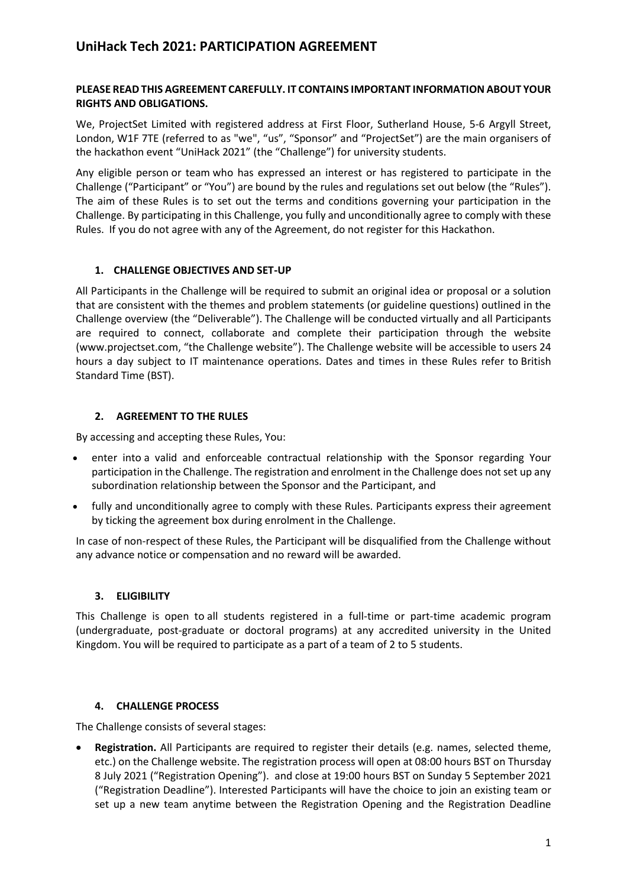# UniHack Tech 2021: PARTICIPATION AGREEMENT

**PLEASE READ THIS AGREEMENT CAREFULLY. IT CONTAINS IMPORTANT INFORMATION ABOUT YOUR RIGHTS AND OBLIGATIONS.**

We, ProjectSet Limited with registered address at First Floor, Sutherland House, 5-6 Argyll Street, London, W1F 7TE (referred to as "we", "us", "Sponsor" and "ProjectSet") are the main organisers of the hackathon event "UniHack 2021" (the "Challenge") for university students.

Any eligible person or team who has expressed an interest or has registered to participate in the Challenge ("Participant" or "You") are bound by the rules and regulations set out below (the "Rules"). The aim of these Rules is to set out the terms and conditions governing your participation in the Challenge. By participating in this Challenge, you fully and unconditionally agree to comply with these Rules. If you do not agree with any of the Agreement, do not register for this Hackathon.

## 1. CHALLENGE OBJECTIVES AND SET-UP

All Participants in the Challenge will be required to submit an original idea or proposal or a solution that are consistent with the themes and problem statements (or guideline questions) outlined in the Challenge overview (the "Deliverable"). The Challenge will be conducted virtually and all Participants are required to connect, collaborate and complete their participation through the website (www.projectset.com, "the Challenge website"). The Challenge website will be accessible to users 24 hours a day subject to IT maintenance operations. Dates and times in these Rules refer to British Standard Time (BST).

## 2. AGREEMENT TO THE RULES

By accessing and accepting these Rules, You:

- enter into a valid and enforceable contractual relationship with the Sponsor regarding Your participation in the Challenge. The registration and enrolment in the Challenge does not set up any subordination relationship between the Sponsor and the Participant, and
- fully and unconditionally agree to comply with these Rules. Participants express their agreement by ticking the agreement box during enrolment in the Challenge.

In case of non-respect of these Rules, the Participant will be disqualified from the Challenge without any advance notice or compensation and no reward will be awarded.

## 3. ELIGIBILITY

This Challenge is open to all students registered in a full-time or part-time academic program (undergraduate, post-graduate or doctoral programs) at any accredited university in the United Kingdom. You will be required to participate as a part of a team of 2 to 5 students.

## 4. CHALLENGE PROCESS

The Challenge consists of several stages:

- **Registration.** All Participants are required to register their details (e.g. names, selected theme, etc.) on the Challenge website. The registration process will open at 08:00 hours BST on Thursday 8 July 2021 ("Registration Opening"). and close at 19:00 hours BST on Sunday 5 September 2021 ("Registration Deadline"). Interested Participants will have the choice to join an existing team or set up a new team anytime between the Registration Opening and the Registration Deadline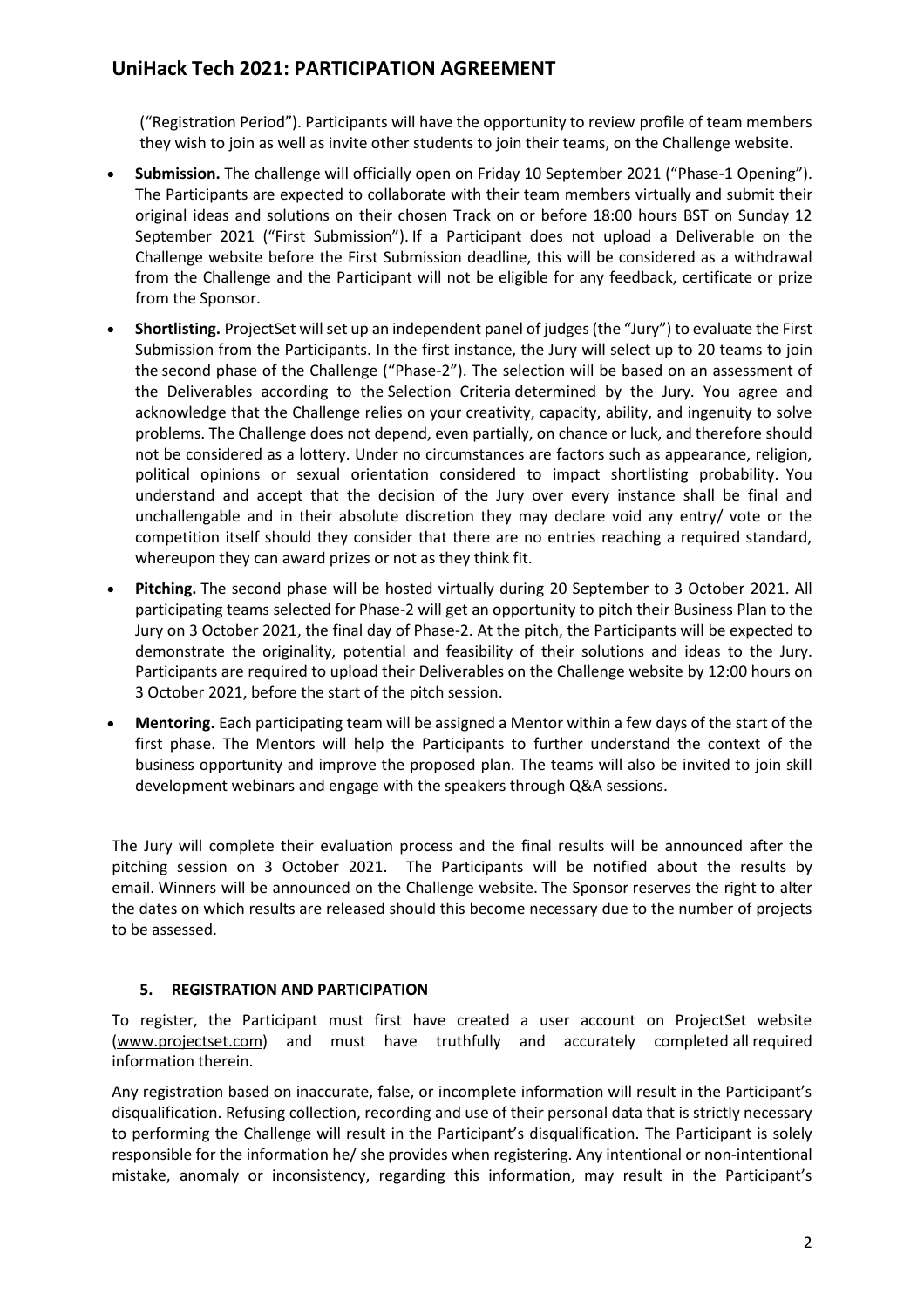("Registration Period"). Participants will have the opportunity to review profile of team members they wish to join as well as invite other students to join their teams, on the Challenge website.

- **Submission.** The challenge will officially open on Friday 10 September 2021 ("Phase-1 Opening"). The Participants are expected to collaborate with their team members virtually and submit their original ideas and solutions on their chosen Track on or before 18:00 hours BST on Sunday 12 September 2021 ("First Submission"). If a Participant does not upload a Deliverable on the Challenge website before the First Submission deadline, this will be considered as a withdrawal from the Challenge and the Participant will not be eligible for any feedback, certificate or prize from the Sponsor.
- **Shortlisting.** ProjectSet will set up an independent panel of judges (the "Jury") to evaluate the First Submission from the Participants. In the first instance, the Jury will select up to 20 teams to join the second phase of the Challenge ("Phase-2"). The selection will be based on an assessment of the Deliverables according to the Selection Criteria determined by the Jury. You agree and acknowledge that the Challenge relies on your creativity, capacity, ability, and ingenuity to solve problems. The Challenge does not depend, even partially, on chance or luck, and therefore should not be considered as a lottery. Under no circumstances are factors such as appearance, religion, political opinions or sexual orientation considered to impact shortlisting probability. You understand and accept that the decision of the Jury over every instance shall be final and unchallengable and in their absolute discretion they may declare void any entry/ vote or the competition itself should they consider that there are no entries reaching a required standard, whereupon they can award prizes or not as they think fit.
- **Pitching.** The second phase will be hosted virtually during 20 September to 3 October 2021. All participating teams selected for Phase-2 will get an opportunity to pitch their Business Plan to the Jury on 3 October 2021, the final day of Phase-2. At the pitch, the Participants will be expected to demonstrate the originality, potential and feasibility of their solutions and ideas to the Jury. Participants are required to upload their Deliverables on the Challenge website by 12:00 hours on 3 October 2021, before the start of the pitch session.
- **Mentoring.** Each participating team will be assigned a Mentor within a few days of the start of the first phase. The Mentors will help the Participants to further understand the context of the business opportunity and improve the proposed plan. The teams will also be invited to join skill development webinars and engage with the speakers through Q&A sessions.

The Jury will complete their evaluation process and the final results will be announced after the pitching session on 3 October 2021. The Participants will be notified about the results by email. Winners will be announced on the Challenge website. The Sponsor reserves the right to alter the dates on which results are released should this become necessary due to the number of projects to be assessed.

## 5. REGISTRATION AND PARTICIPATION

To register, the Participant must first have created a user account on ProjectSet website (www.projectset.com) and must have truthfully and accurately completed all required information therein.

Any registration based on inaccurate, false, or incomplete information will result in the Participant's disqualification. Refusing collection, recording and use of their personal data that is strictly necessary to performing the Challenge will result in the Participant's disqualification. The Participant is solely responsible for the information he/ she provides when registering. Any intentional or non-intentional mistake, anomaly or inconsistency, regarding this information, may result in the Participant's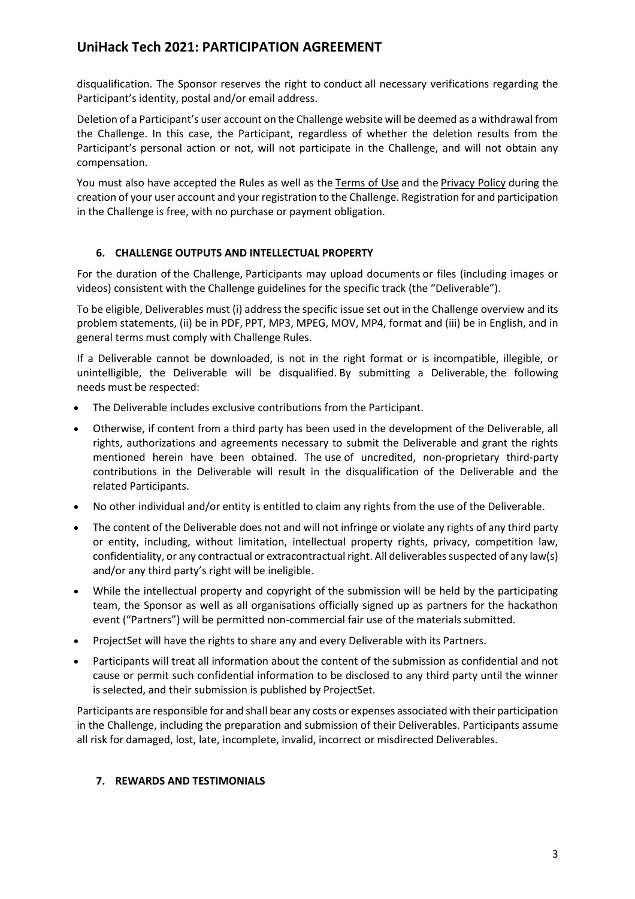disqualification. The Sponsor reserves the right to conduct all necessary verifications regarding the Participant's identity, postal and/or email address.

Deletion of a Participant's user account on the Challenge website will be deemed as a withdrawal from the Challenge. In this case, the Participant, regardless of whether the deletion results from the Participant's personal action or not, will not participate in the Challenge, and will not obtain any compensation.

You must also have accepted the Rules as well as the Terms of Use and the Privacy Policy during the creation of your user account and your registration to the Challenge. Registration for and participation in the Challenge is free, with no purchase or payment obligation.

### 6. CHALLENGE OUTPUTS AND INTELLECTUAL PROPERTY

For the duration of the Challenge, Participants may upload documents or files (including images or videos) consistent with the Challenge guidelines for the specific track (the "Deliverable").

To be eligible, Deliverables must (i) address the specific issue set out in the Challenge overview and its problem statements, (ii) be in PDF, PPT, MP3, MPEG, MOV, MP4, format and (iii) be in English, and in general terms must comply with Challenge Rules.

If a Deliverable cannot be downloaded, is not in the right format or is incompatible, illegible, or unintelligible, the Deliverable will be disqualified. By submitting a Deliverable, the following needs must be respected:

- The Deliverable includes exclusive contributions from the Participant.
- Otherwise, if content from a third party has been used in the development of the Deliverable, all rights, authorizations and agreements necessary to submit the Deliverable and grant the rights mentioned herein have been obtained. The use of uncredited, non-proprietary third-party contributions in the Deliverable will result in the disqualification of the Deliverable and the related Participants.
- No other individual and/or entity is entitled to claim any rights from the use of the Deliverable.
- The content of the Deliverable does not and will not infringe or violate any rights of any third party or entity, including, without limitation, intellectual property rights, privacy, competition law, confidentiality, or any contractual or extracontractual right. All deliverables suspected of any law(s) and/or any third party's right will be ineligible.
- While the intellectual property and copyright of the submission will be held by the participating team, the Sponsor as well as all organisations officially signed up as partners for the hackathon event ("Partners") will be permitted non-commercial fair use of the materials submitted.
- ProjectSet will have the rights to share any and every Deliverable with its Partners.
- Participants will treat all information about the content of the submission as confidential and not cause or permit such confidential information to be disclosed to any third party until the winner is selected, and their submission is published by ProjectSet.

Participants are responsible for and shall bear any costs or expenses associated with their participation in the Challenge, including the preparation and submission of their Deliverables. Participants assume all risk for damaged, lost, late, incomplete, invalid, incorrect or misdirected Deliverables.

### 7. REWARDS AND TESTIMONIALS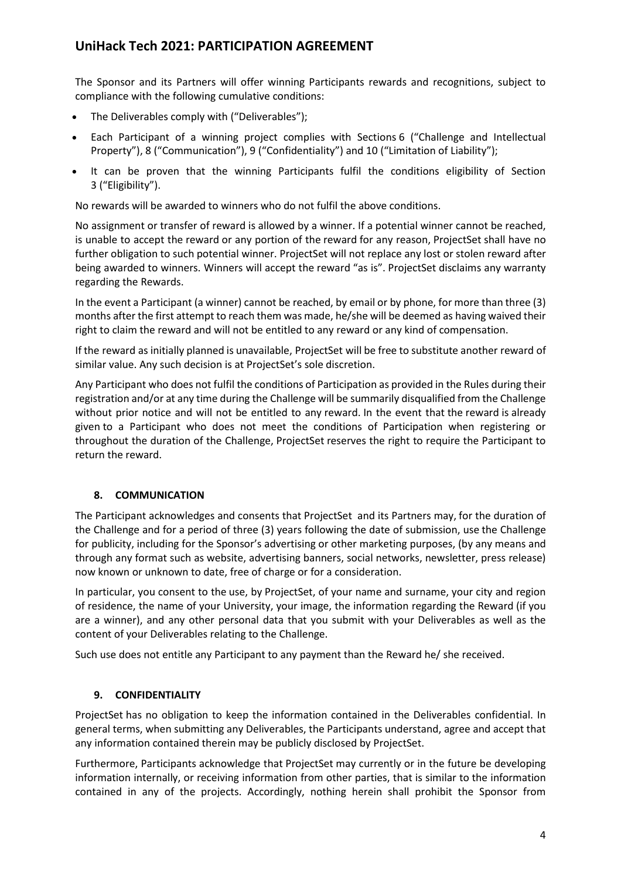The Sponsor and its Partners will offer winning Participants rewards and recognitions, subject to compliance with the following cumulative conditions:

- The Deliverables comply with ("Deliverables");
- Each Participant of a winning project complies with Sections 6 ("Challenge and Intellectual Property"), 8 ("Communication"), 9 ("Confidentiality") and 10 ("Limitation of Liability");
- It can be proven that the winning Participants fulfil the conditions eligibility of Section 3 ("Eligibility").

No rewards will be awarded to winners who do not fulfil the above conditions.

No assignment or transfer of reward is allowed by a winner. If a potential winner cannot be reached, is unable to accept the reward or any portion of the reward for any reason, ProjectSet shall have no further obligation to such potential winner. ProjectSet will not replace any lost or stolen reward after being awarded to winners. Winners will accept the reward "as is". ProjectSet disclaims any warranty regarding the Rewards.

In the event a Participant (a winner) cannot be reached, by email or by phone, for more than three (3) months after the first attempt to reach them was made, he/she will be deemed as having waived their right to claim the reward and will not be entitled to any reward or any kind of compensation.

If the reward as initially planned is unavailable, ProjectSet will be free to substitute another reward of similar value. Any such decision is at ProjectSet's sole discretion.

Any Participant who does not fulfil the conditions of Participation as provided in the Rules during their registration and/or at any time during the Challenge will be summarily disqualified from the Challenge without prior notice and will not be entitled to any reward. In the event that the reward is already given to a Participant who does not meet the conditions of Participation when registering or throughout the duration of the Challenge, ProjectSet reserves the right to require the Participant to return the reward.

## 8. COMMUNICATION

The Participant acknowledges and consents that ProjectSet and its Partners may, for the duration of the Challenge and for a period of three (3) years following the date of submission, use the Challenge for publicity, including for the Sponsor's advertising or other marketing purposes, (by any means and through any format such as website, advertising banners, social networks, newsletter, press release) now known or unknown to date, free of charge or for a consideration.

In particular, you consent to the use, by ProjectSet, of your name and surname, your city and region of residence, the name of your University, your image, the information regarding the Reward (if you are a winner), and any other personal data that you submit with your Deliverables as well as the content of your Deliverables relating to the Challenge.

Such use does not entitle any Participant to any payment than the Reward he/ she received.

## 9. CONFIDENTIALITY

ProjectSet has no obligation to keep the information contained in the Deliverables confidential. In general terms, when submitting any Deliverables, the Participants understand, agree and accept that any information contained therein may be publicly disclosed by ProjectSet.

Furthermore, Participants acknowledge that ProjectSet may currently or in the future be developing information internally, or receiving information from other parties, that is similar to the information contained in any of the projects. Accordingly, nothing herein shall prohibit the Sponsor from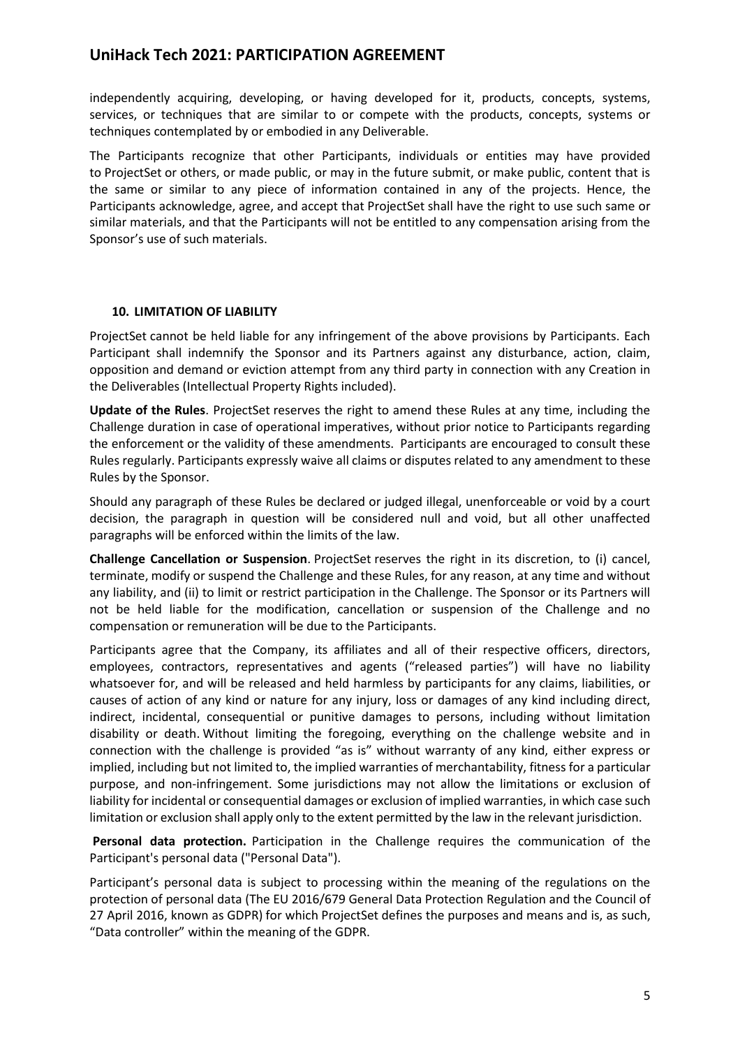independently acquiring, developing, or having developed for it, products, concepts, systems, services, or techniques that are similar to or compete with the products, concepts, systems or techniques contemplated by or embodied in any Deliverable.

The Participants recognize that other Participants, individuals or entities may have provided to ProjectSet or others, or made public, or may in the future submit, or make public, content that is the same or similar to any piece of information contained in any of the projects. Hence, the Participants acknowledge, agree, and accept that ProjectSet shall have the right to use such same or similar materials, and that the Participants will not be entitled to any compensation arising from the Sponsor's use of such materials.

### 10. LIMITATION OF LIABILITY

ProjectSet cannot be held liable for any infringement of the above provisions by Participants. Each Participant shall indemnify the Sponsor and its Partners against any disturbance, action, claim, opposition and demand or eviction attempt from any third party in connection with any Creation in the Deliverables (Intellectual Property Rights included).

**Update of the Rules**. ProjectSet reserves the right to amend these Rules at any time, including the Challenge duration in case of operational imperatives, without prior notice to Participants regarding the enforcement or the validity of these amendments. Participants are encouraged to consult these Rules regularly. Participants expressly waive all claims or disputes related to any amendment to these Rules by the Sponsor.

Should any paragraph of these Rules be declared or judged illegal, unenforceable or void by a court decision, the paragraph in question will be considered null and void, but all other unaffected paragraphs will be enforced within the limits of the law.

**Challenge Cancellation or Suspension**. ProjectSet reserves the right in its discretion, to (i) cancel, terminate, modify or suspend the Challenge and these Rules, for any reason, at any time and without any liability, and (ii) to limit or restrict participation in the Challenge. The Sponsor or its Partners will not be held liable for the modification, cancellation or suspension of the Challenge and no compensation or remuneration will be due to the Participants.

Participants agree that the Company, its affiliates and all of their respective officers, directors, employees, contractors, representatives and agents ("released parties") will have no liability whatsoever for, and will be released and held harmless by participants for any claims, liabilities, or causes of action of any kind or nature for any injury, loss or damages of any kind including direct, indirect, incidental, consequential or punitive damages to persons, including without limitation disability or death. Without limiting the foregoing, everything on the challenge website and in connection with the challenge is provided "as is" without warranty of any kind, either express or implied, including but not limited to, the implied warranties of merchantability, fitness for a particular purpose, and non-infringement. Some jurisdictions may not allow the limitations or exclusion of liability for incidental or consequential damages or exclusion of implied warranties, in which case such limitation or exclusion shall apply only to the extent permitted by the law in the relevant jurisdiction.

**Personal data protection.** Participation in the Challenge requires the communication of the Participant's personal data ("Personal Data").

Participant's personal data is subject to processing within the meaning of the regulations on the protection of personal data (The EU 2016/679 General Data Protection Regulation and the Council of 27 April 2016, known as GDPR) for which ProjectSet defines the purposes and means and is, as such, "Data controller" within the meaning of the GDPR.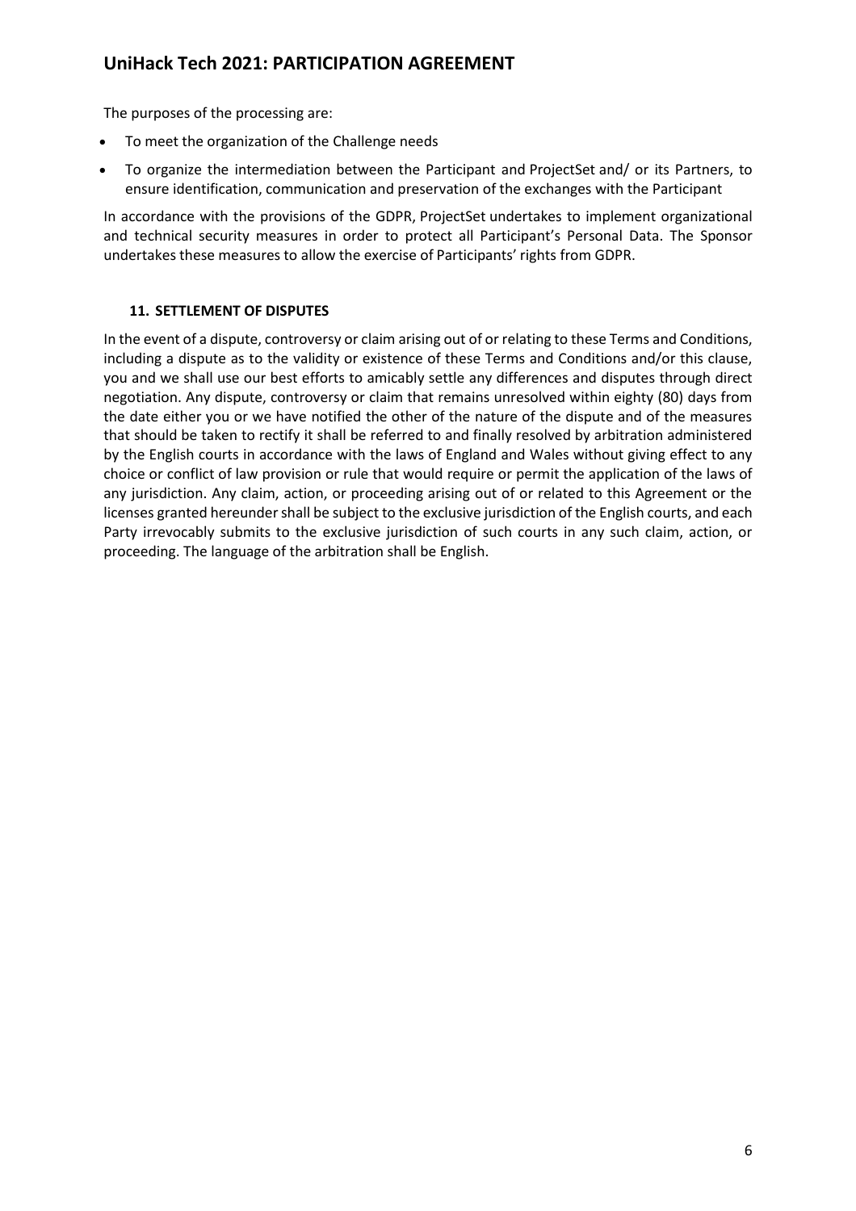The purposes of the processing are:

- To meet the organization of the Challenge needs
- To organize the intermediation between the Participant and ProjectSet and/ or its Partners, to ensure identification, communication and preservation of the exchanges with the Participant

In accordance with the provisions of the GDPR, ProjectSet undertakes to implement organizational and technical security measures in order to protect all Participant's Personal Data. The Sponsor undertakes these measures to allow the exercise of Participants' rights from GDPR.

### 11. SETTLEMENT OF DISPUTES

In the event of a dispute, controversy or claim arising out of or relating to these Terms and Conditions, including a dispute as to the validity or existence of these Terms and Conditions and/or this clause, you and we shall use our best efforts to amicably settle any differences and disputes through direct negotiation. Any dispute, controversy or claim that remains unresolved within eighty (80) days from the date either you or we have notified the other of the nature of the dispute and of the measures that should be taken to rectify it shall be referred to and finally resolved by arbitration administered by the English courts in accordance with the laws of England and Wales without giving effect to any choice or conflict of law provision or rule that would require or permit the application of the laws of any jurisdiction. Any claim, action, or proceeding arising out of or related to this Agreement or the licenses granted hereunder shall be subject to the exclusive jurisdiction of the English courts, and each Party irrevocably submits to the exclusive jurisdiction of such courts in any such claim, action, or proceeding. The language of the arbitration shall be English.